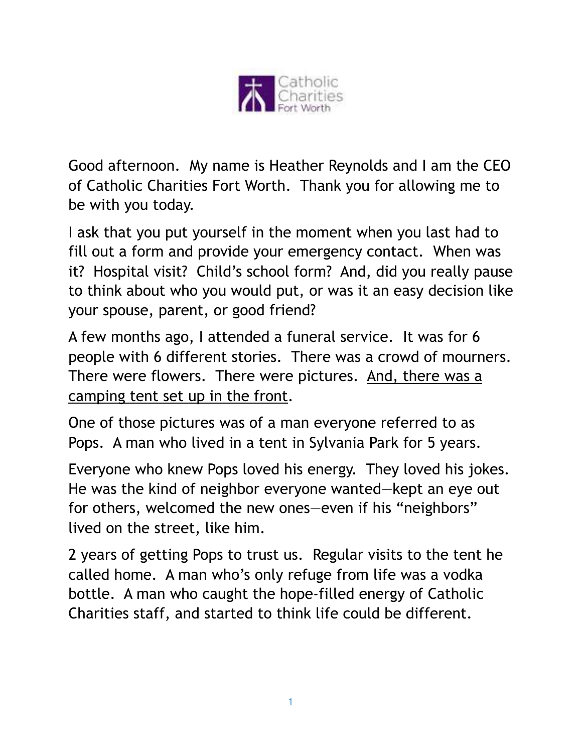Good afternoon. My name is Heather Reynolds and I am the CEO of Catholic Charities Fort Worth. Thank you for allowing me to be with you today.

I ask that you put yourself in the moment when you last had to fill out a form and provide your emergency contact. When was it? Hospital visit? Child's school form? And, did you really pause to think about who you would put, or was it an easy decision like your spouse, parent, or good friend?

A few months ago, I attended a funeral service. It was for 6 people with 6 different stories. There was a crowd of mourners. There were flowers. There were pictures. <u>And, there was a camping tent set up in the front</u>.

One of those pictures was of a man everyone referred to as Pops. A man who lived in a tent in Sylvania Park for 5 years.

Everyone who knew Pops loved his energy. They loved his jokes. He was the kind of neighbor everyone wanted—kept an eye out for others, welcomed the new ones—even if his "neighbors" lived on the street, like him.

2 years of getting Pops to trust us. Regular visits to the tent he called home. A man who's only refuge from life was a vodka bottle. A man who caught the hope-filled energy of Catholic Charities staff, and started to think life could be different.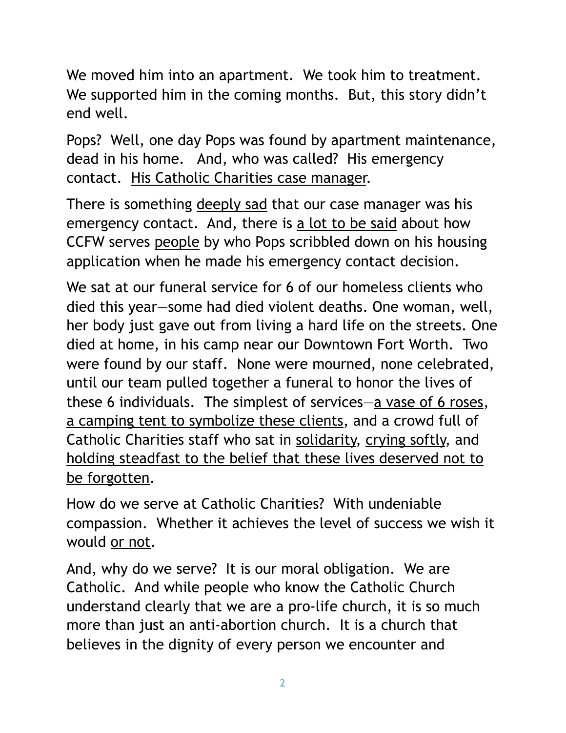We moved him into an apartment. We took him to treatment. We supported him in the coming months. But, this story didn't end well.

Pops? Well, one day Pops was found by apartment maintenance, dead in his home. And, who was called? His emergency contact. <u>His Catholic Charities case manager</u>.

There is something <u>deeply sad</u> that our case manager was his emergency contact. And, there is <u>a lot to be said</u> about how CCFW serves <u>people</u> by who Pops scribbled down on his housing application when he made his emergency contact decision.

We sat at our funeral service for 6 of our homeless clients who died this year—some had died violent deaths. One woman, well, her body just gave out from living a hard life on the streets. One died at home, in his camp near our Downtown Fort Worth. Two were found by our staff. None were mourned, none celebrated, until our team pulled together a funeral to honor the lives of these 6 individuals. The simplest of services—<u>a vase of 6 roses</u>, <u>a camping tent to symbolize these clients</u>, and a crowd full of Catholic Charities staff who sat in <u>solidarity</u>, <u>crying softly</u>, and <u>holding steadfast to the belief that these lives deserved not to be forgotten</u>.

How do we serve at Catholic Charities? With undeniable compassion. Whether it achieves the level of success we wish it would <u>or not</u>.

And, why do we serve? It is our moral obligation. We are Catholic. And while people who know the Catholic Church understand clearly that we are a pro-life church, it is so much more than just an anti-abortion church. It is a church that believes in the dignity of every person we encounter and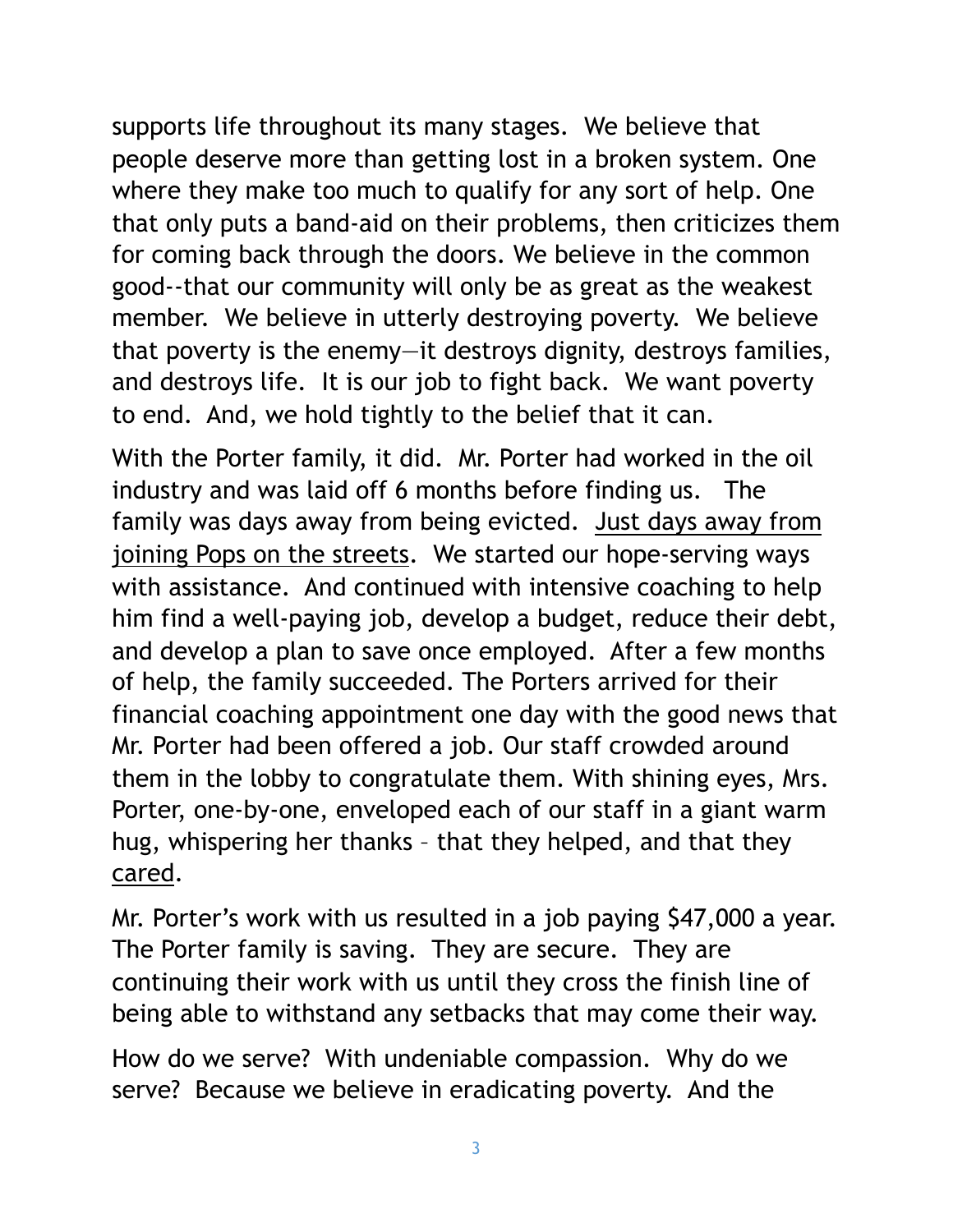supports life throughout its many stages. We believe that people deserve more than getting lost in a broken system. One where they make too much to qualify for any sort of help. One that only puts a band-aid on their problems, then criticizes them for coming back through the doors. We believe in the common good--that our community will only be as great as the weakest member. We believe in utterly destroying poverty. We believe that poverty is the enemy—it destroys dignity, destroys families, and destroys life. It is our job to fight back. We want poverty to end. And, we hold tightly to the belief that it can.

With the Porter family, it did. Mr. Porter had worked in the oil industry and was laid off 6 months before finding us. The family was days away from being evicted. Just days away from joining Pops on the streets. We started our hope-serving ways with assistance. And continued with intensive coaching to help him find a well-paying job, develop a budget, reduce their debt, and develop a plan to save once employed. After a few months of help, the family succeeded. The Porters arrived for their financial coaching appointment one day with the good news that Mr. Porter had been offered a job. Our staff crowded around them in the lobby to congratulate them. With shining eyes, Mrs. Porter, one-by-one, enveloped each of our staff in a giant warm hug, whispering her thanks – that they helped, and that they cared.

Mr. Porter's work with us resulted in a job paying $47,000 a year. The Porter family is saving. They are secure. They are continuing their work with us until they cross the finish line of being able to withstand any setbacks that may come their way.

How do we serve? With undeniable compassion. Why do we serve? Because we believe in eradicating poverty. And the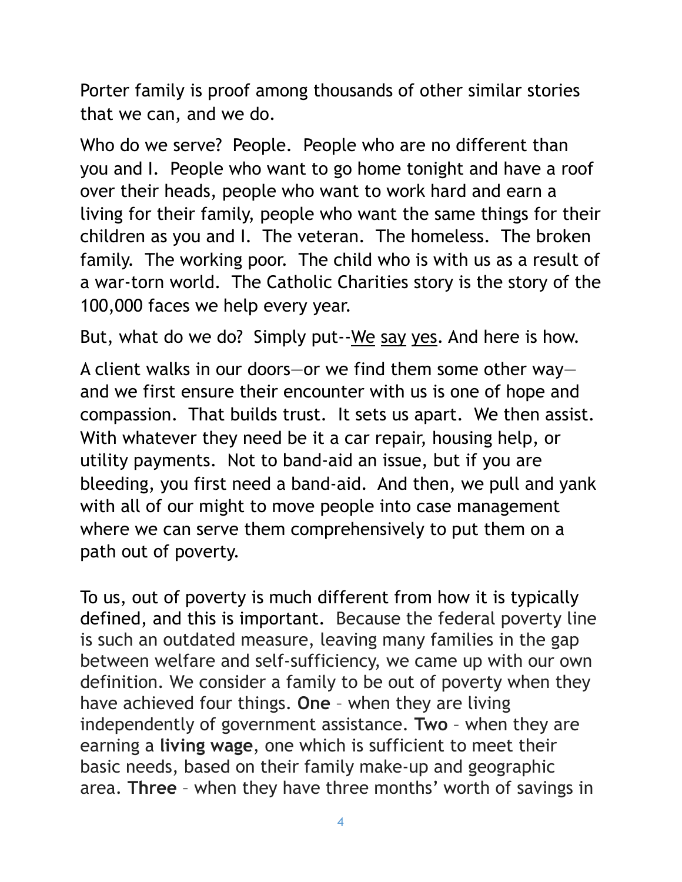Porter family is proof among thousands of other similar stories that we can, and we do.

Who do we serve? People. People who are no different than you and I. People who want to go home tonight and have a roof over their heads, people who want to work hard and earn a living for their family, people who want the same things for their children as you and I. The veteran. The homeless. The broken family. The working poor. The child who is with us as a result of a war-torn world. The Catholic Charities story is the story of the 100,000 faces we help every year.

But, what do we do? Simply put--<u>We</u> <u>say</u> <u>yes</u>. And here is how.

A client walks in our doors—or we find them some other way—and we first ensure their encounter with us is one of hope and compassion. That builds trust. It sets us apart. We then assist. With whatever they need be it a car repair, housing help, or utility payments. Not to band-aid an issue, but if you are bleeding, you first need a band-aid. And then, we pull and yank with all of our might to move people into case management where we can serve them comprehensively to put them on a path out of poverty.

To us, out of poverty is much different from how it is typically defined, and this is important. Because the federal poverty line is such an outdated measure, leaving many families in the gap between welfare and self-sufficiency, we came up with our own definition. We consider a family to be out of poverty when they have achieved four things. **One** – when they are living independently of government assistance. **Two** – when they are earning a **living wage**, one which is sufficient to meet their basic needs, based on their family make-up and geographic area. **Three** – when they have three months' worth of savings in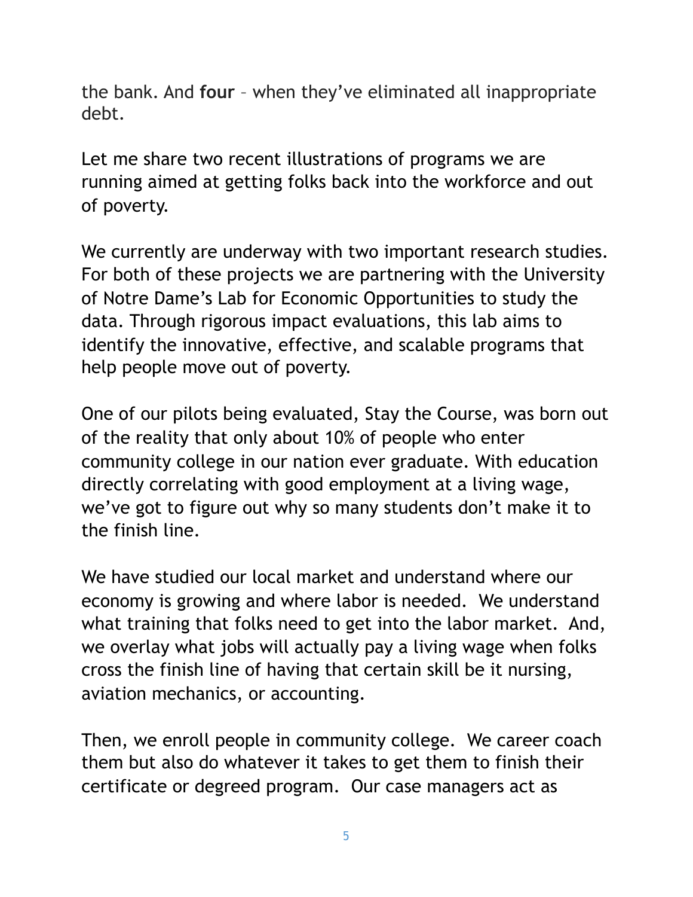the bank. And **four** – when they've eliminated all inappropriate debt.

Let me share two recent illustrations of programs we are running aimed at getting folks back into the workforce and out of poverty.

We currently are underway with two important research studies. For both of these projects we are partnering with the University of Notre Dame's Lab for Economic Opportunities to study the data. Through rigorous impact evaluations, this lab aims to identify the innovative, effective, and scalable programs that help people move out of poverty.

One of our pilots being evaluated, Stay the Course, was born out of the reality that only about 10% of people who enter community college in our nation ever graduate. With education directly correlating with good employment at a living wage, we've got to figure out why so many students don't make it to the finish line.

We have studied our local market and understand where our economy is growing and where labor is needed. We understand what training that folks need to get into the labor market. And, we overlay what jobs will actually pay a living wage when folks cross the finish line of having that certain skill be it nursing, aviation mechanics, or accounting.

Then, we enroll people in community college. We career coach them but also do whatever it takes to get them to finish their certificate or degreed program. Our case managers act as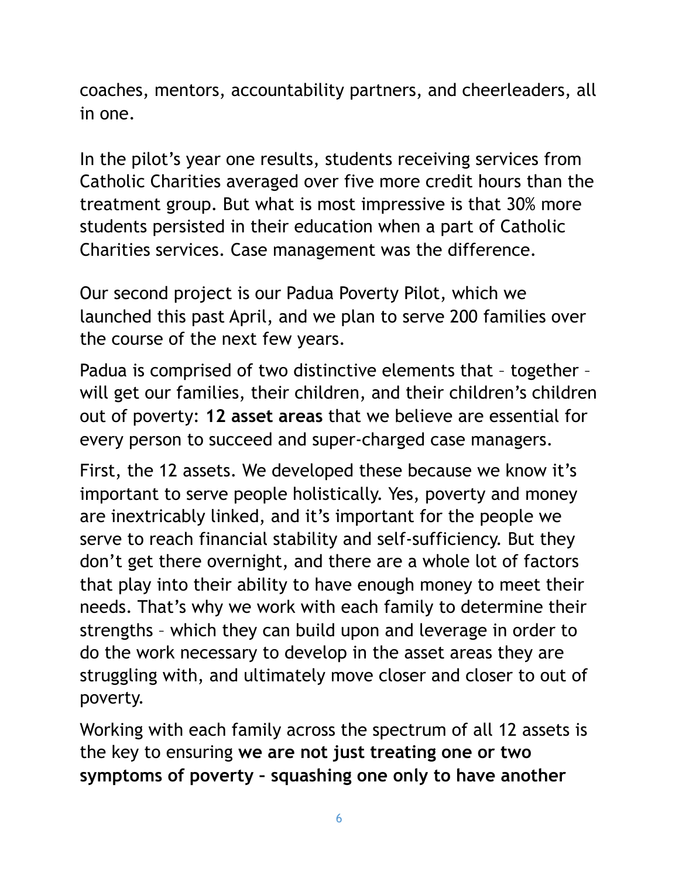coaches, mentors, accountability partners, and cheerleaders, all in one.

In the pilot's year one results, students receiving services from Catholic Charities averaged over five more credit hours than the treatment group. But what is most impressive is that 30% more students persisted in their education when a part of Catholic Charities services. Case management was the difference.

Our second project is our Padua Poverty Pilot, which we launched this past April, and we plan to serve 200 families over the course of the next few years.

Padua is comprised of two distinctive elements that – together – will get our families, their children, and their children's children out of poverty: **12 asset areas** that we believe are essential for every person to succeed and super-charged case managers.

First, the 12 assets. We developed these because we know it's important to serve people holistically. Yes, poverty and money are inextricably linked, and it's important for the people we serve to reach financial stability and self-sufficiency. But they don't get there overnight, and there are a whole lot of factors that play into their ability to have enough money to meet their needs. That's why we work with each family to determine their strengths – which they can build upon and leverage in order to do the work necessary to develop in the asset areas they are struggling with, and ultimately move closer and closer to out of poverty.

Working with each family across the spectrum of all 12 assets is the key to ensuring **we are not just treating one or two symptoms of poverty – squashing one only to have another**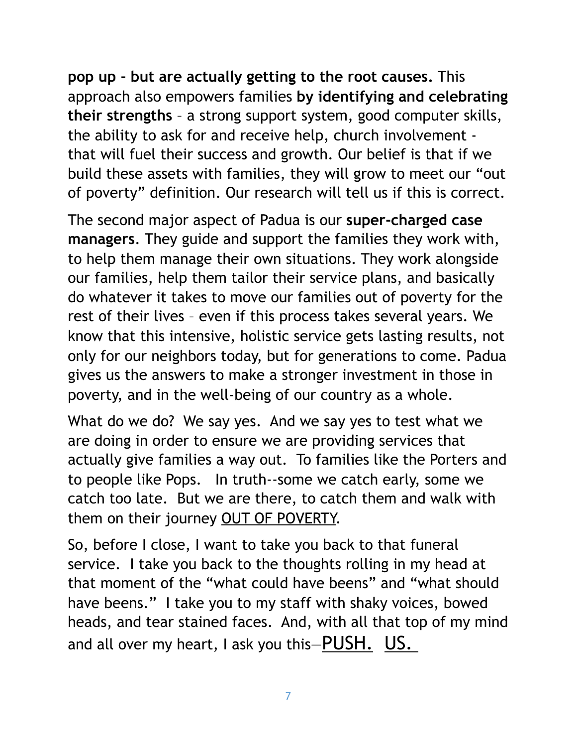**pop up - but are actually getting to the root causes.** This approach also empowers families **by identifying and celebrating their strengths** – a strong support system, good computer skills, the ability to ask for and receive help, church involvement - that will fuel their success and growth. Our belief is that if we build these assets with families, they will grow to meet our "out of poverty" definition. Our research will tell us if this is correct.

The second major aspect of Padua is our **super-charged case managers**. They guide and support the families they work with, to help them manage their own situations. They work alongside our families, help them tailor their service plans, and basically do whatever it takes to move our families out of poverty for the rest of their lives – even if this process takes several years. We know that this intensive, holistic service gets lasting results, not only for our neighbors today, but for generations to come. Padua gives us the answers to make a stronger investment in those in poverty, and in the well-being of our country as a whole.

What do we do? We say yes. And we say yes to test what we are doing in order to ensure we are providing services that actually give families a way out. To families like the Porters and to people like Pops. In truth--some we catch early, some we catch too late. But we are there, to catch them and walk with them on their journey <u>OUT OF POVERTY</u>.

So, before I close, I want to take you back to that funeral service. I take you back to the thoughts rolling in my head at that moment of the "what could have beens" and "what should have beens." I take you to my staff with shaky voices, bowed heads, and tear stained faces. And, with all that top of my mind and all over my heart, I ask you this—<u>PUSH.</u> <u>US.</u>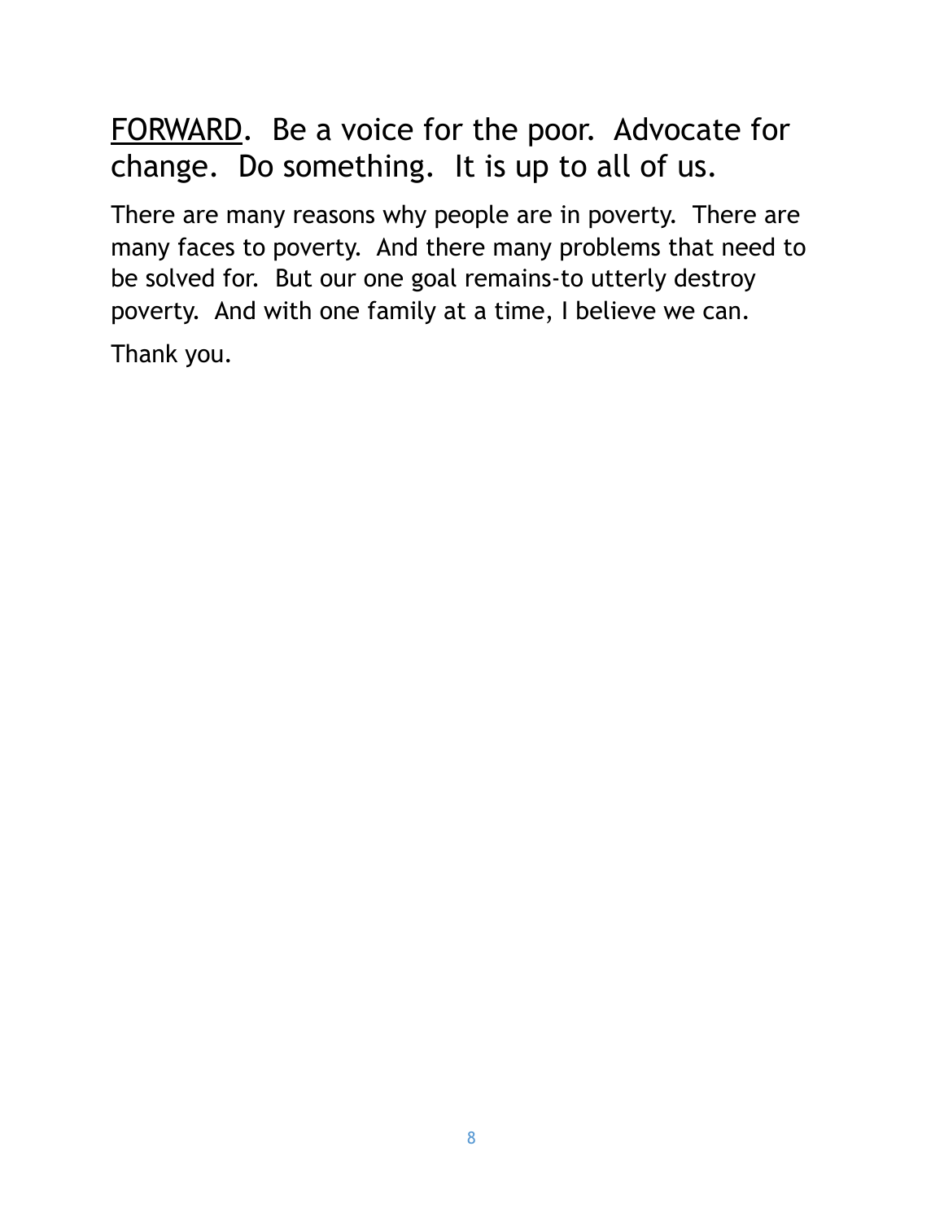<u>FORWARD</u>. Be a voice for the poor. Advocate for change. Do something. It is up to all of us.

There are many reasons why people are in poverty. There are many faces to poverty. And there many problems that need to be solved for. But our one goal remains-to utterly destroy poverty. And with one family at a time, I believe we can.

Thank you.